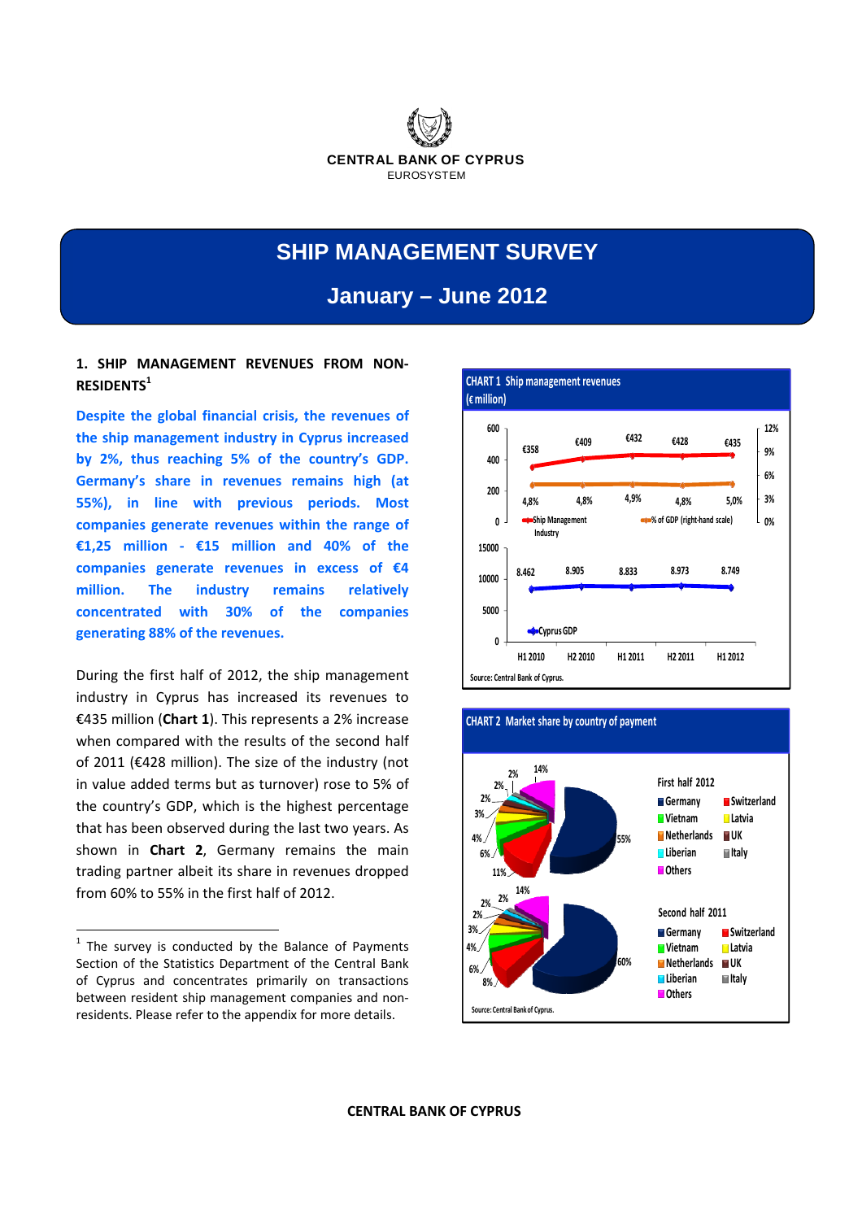CENTRAL BANK OF CYPRUS
EUROSYSTEM

# SHIP MANAGEMENT SURVEY

## January – June 2012

### 1. SHIP MANAGEMENT REVENUES FROM NON-RESIDENTS[1]

**Despite the global financial crisis, the revenues of the ship management industry in Cyprus increased by 2%, thus reaching 5% of the country's GDP. Germany's share in revenues remains high (at 55%), in line with previous periods. Most companies generate revenues within the range of €1,25 million - €15 million and 40% of the companies generate revenues in excess of €4 million. The industry remains relatively concentrated with 30% of the companies generating 88% of the revenues.**

During the first half of 2012, the ship management industry in Cyprus has increased its revenues to €435 million (**Chart 1**). This represents a 2% increase when compared with the results of the second half of 2011 (€428 million). The size of the industry (not in value added terms but as turnover) rose to 5% of the country's GDP, which is the highest percentage that has been observed during the last two years. As shown in **Chart 2**, Germany remains the main trading partner albeit its share in revenues dropped from 60% to 55% in the first half of 2012.

CHART 1 Ship management revenues
(€ million)

600
400
200
0
12%
9%
6%
3%
0%
€358
€409
€432
€428
€435
4,8%
4,8%
4,9%
4,8%
5,0%
Ship Management Industry
% of GDP (right-hand scale)

15000
10000
5000
0
8.462
8.905
8.833
8.973
8.749
Cyprus GDP
H1 2010
H2 2010
H1 2011
H2 2011
H1 2012

Source: Central Bank of Cyprus.

CHART 2 Market share by country of payment

First half 2012
2%
14%
2%
2%
3%
4%
6%
11%
55%
Germany, Switzerland, Vietnam, Latvia, Netherlands, UK, Liberian, Italy, Others

Second half 2011
2%
14%
2%
2%
3%
4%
6%
8%
60%
Germany, Switzerland, Vietnam, Latvia, Netherlands, UK, Liberian, Italy, Others

Source: Central Bank of Cyprus.

[1] The survey is conducted by the Balance of Payments Section of the Statistics Department of the Central Bank of Cyprus and concentrates primarily on transactions between resident ship management companies and non-residents. Please refer to the appendix for more details.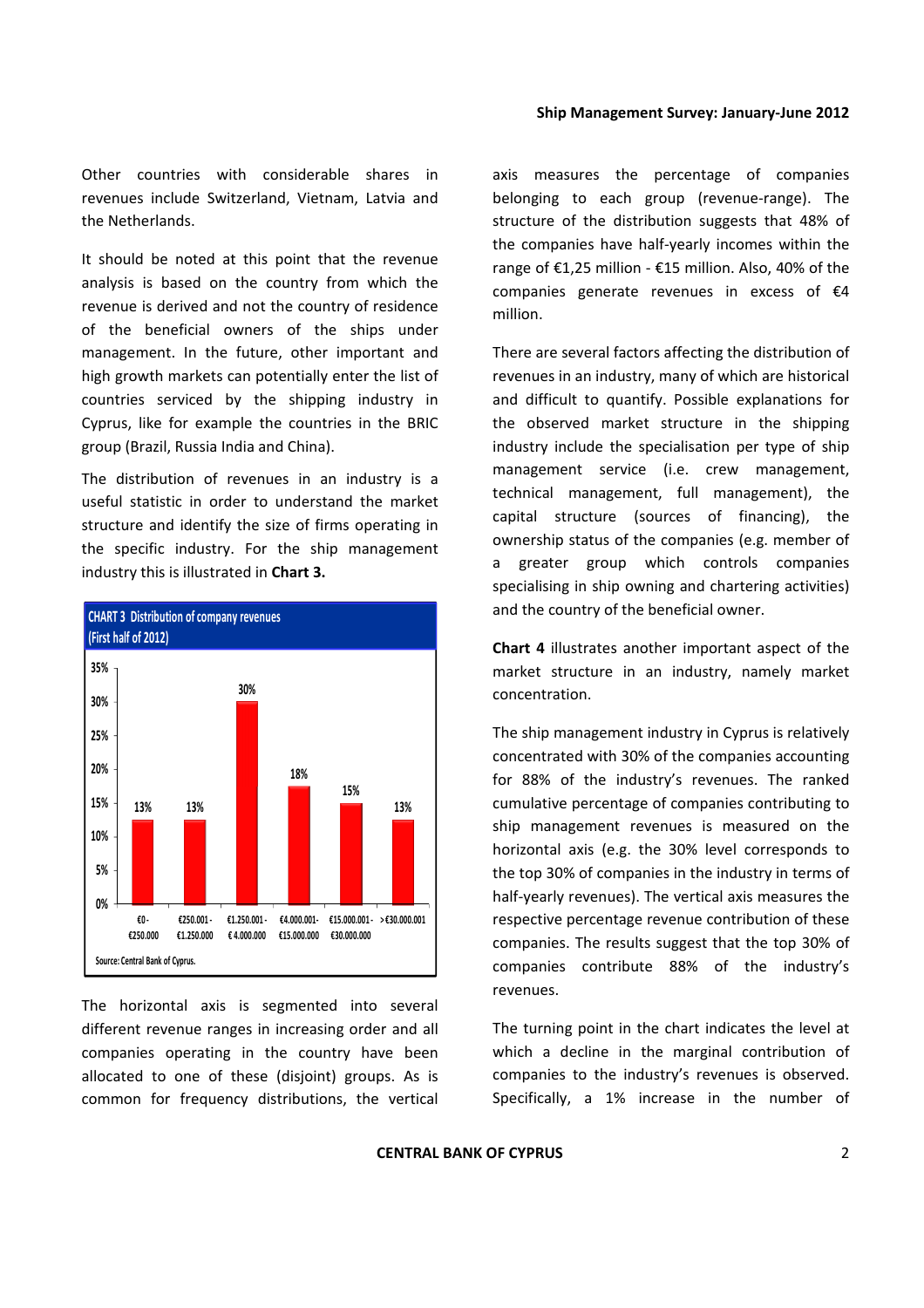Other countries with considerable shares in revenues include Switzerland, Vietnam, Latvia and the Netherlands.

It should be noted at this point that the revenue analysis is based on the country from which the revenue is derived and not the country of residence of the beneficial owners of the ships under management. In the future, other important and high growth markets can potentially enter the list of countries serviced by the shipping industry in Cyprus, like for example the countries in the BRIC group (Brazil, Russia India and China).

The distribution of revenues in an industry is a useful statistic in order to understand the market structure and identify the size of firms operating in the specific industry. For the ship management industry this is illustrated in **Chart 3.**

CHART 3 Distribution of company revenues
(First half of 2012)

35%
30%
25%
20%
15%
10%
5%
0%

13%
13%
30%
18%
15%
13%

€0 - €250.000
€250.001 - €1.250.000
€1.250.001 - € 4.000.000
€4.000.001 - €15.000.000
€15.000.001 - €30.000.000
>€30.000.001

Source: Central Bank of Cyprus.

The horizontal axis is segmented into several different revenue ranges in increasing order and all companies operating in the country have been allocated to one of these (disjoint) groups. As is common for frequency distributions, the vertical axis measures the percentage of companies belonging to each group (revenue-range). The structure of the distribution suggests that 48% of the companies have half-yearly incomes within the range of €1,25 million - €15 million. Also, 40% of the companies generate revenues in excess of €4 million.

There are several factors affecting the distribution of revenues in an industry, many of which are historical and difficult to quantify. Possible explanations for the observed market structure in the shipping industry include the specialisation per type of ship management service (i.e. crew management, technical management, full management), the capital structure (sources of financing), the ownership status of the companies (e.g. member of a greater group which controls companies specialising in ship owning and chartering activities) and the country of the beneficial owner.

**Chart 4** illustrates another important aspect of the market structure in an industry, namely market concentration.

The ship management industry in Cyprus is relatively concentrated with 30% of the companies accounting for 88% of the industry's revenues. The ranked cumulative percentage of companies contributing to ship management revenues is measured on the horizontal axis (e.g. the 30% level corresponds to the top 30% of companies in the industry in terms of half-yearly revenues). The vertical axis measures the respective percentage revenue contribution of these companies. The results suggest that the top 30% of companies contribute 88% of the industry's revenues.

The turning point in the chart indicates the level at which a decline in the marginal contribution of companies to the industry's revenues is observed. Specifically, a 1% increase in the number of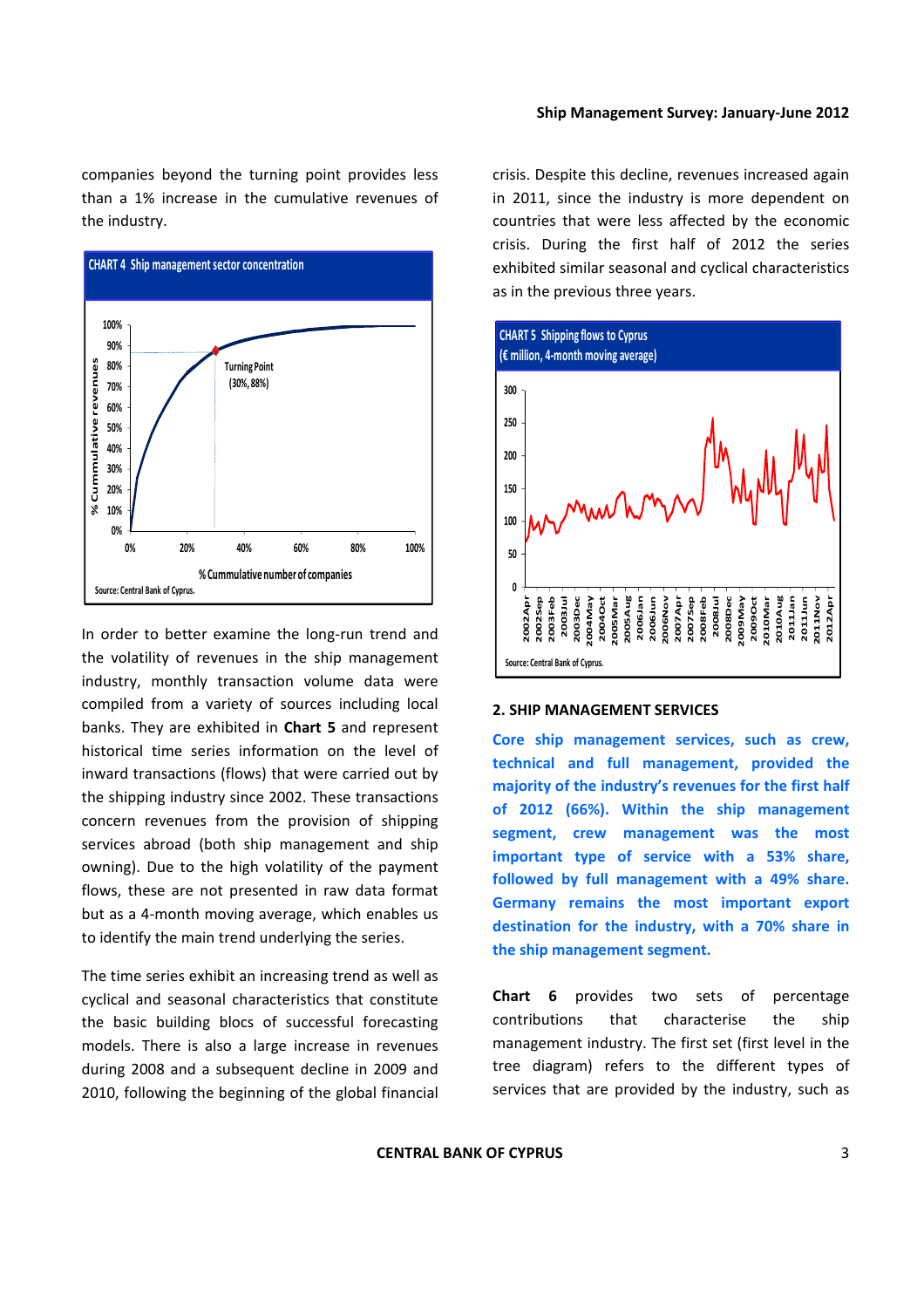companies beyond the turning point provides less than a 1% increase in the cumulative revenues of the industry.

CHART 4 Ship management sector concentration

100%
90%
80%
70%
60%
50%
40%
30%
20%
10%
0%

0% 20% 40% 60% 80% 100%

Turning Point
(30%, 88%)

% Cummulative revenues

% Cummulative number of companies

Source: Central Bank of Cyprus.

In order to better examine the long-run trend and the volatility of revenues in the ship management industry, monthly transaction volume data were compiled from a variety of sources including local banks. They are exhibited in **Chart 5** and represent historical time series information on the level of inward transactions (flows) that were carried out by the shipping industry since 2002. These transactions concern revenues from the provision of shipping services abroad (both ship management and ship owning). Due to the high volatility of the payment flows, these are not presented in raw data format but as a 4-month moving average, which enables us to identify the main trend underlying the series.

The time series exhibit an increasing trend as well as cyclical and seasonal characteristics that constitute the basic building blocs of successful forecasting models. There is also a large increase in revenues during 2008 and a subsequent decline in 2009 and 2010, following the beginning of the global financial crisis. Despite this decline, revenues increased again in 2011, since the industry is more dependent on countries that were less affected by the economic crisis. During the first half of 2012 the series exhibited similar seasonal and cyclical characteristics as in the previous three years.

CHART 5 Shipping flows to Cyprus
(€ million, 4-month moving average)

300
250
200
150
100
50
0

2002Apr 2002Sep 2003Feb 2003Jul 2003Dec 2004May 2004Oct 2005Mar 2005Aug 2006Jan 2006Jun 2006Nov 2007Apr 2007Sep 2008Feb 2008Jul 2008Dec 2009May 2009Oct 2010Mar 2010Aug 2011Jan 2011Jun 2011Nov 2012Apr

Source: Central Bank of Cyprus.

## 2. SHIP MANAGEMENT SERVICES

**Core ship management services, such as crew, technical and full management, provided the majority of the industry's revenues for the first half of 2012 (66%). Within the ship management segment, crew management was the most important type of service with a 53% share, followed by full management with a 49% share. Germany remains the most important export destination for the industry, with a 70% share in the ship management segment.**

**Chart 6** provides two sets of percentage contributions that characterise the ship management industry. The first set (first level in the tree diagram) refers to the different types of services that are provided by the industry, such as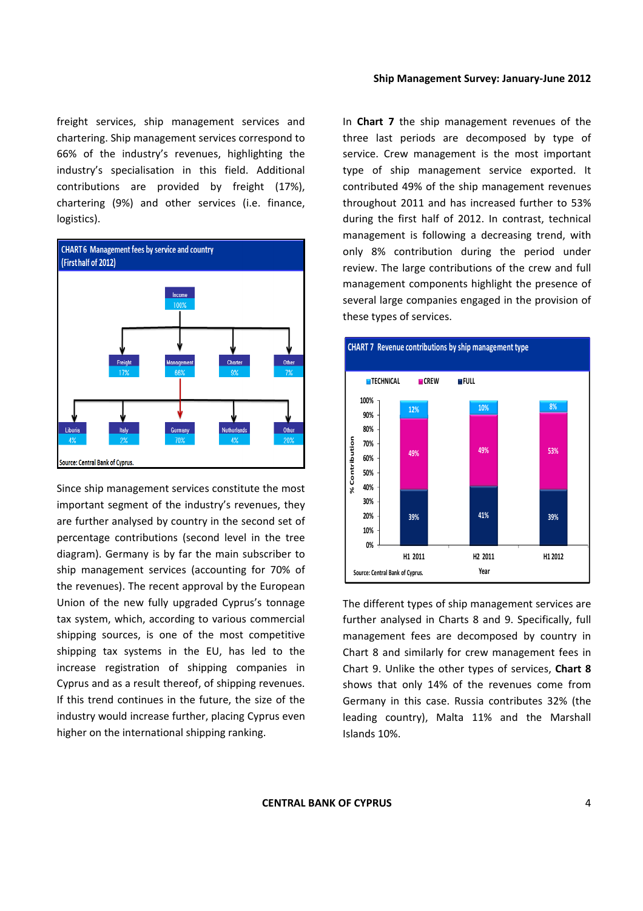freight services, ship management services and chartering. Ship management services correspond to 66% of the industry's revenues, highlighting the industry's specialisation in this field. Additional contributions are provided by freight (17%), chartering (9%) and other services (i.e. finance, logistics).

**CHART 6 Management fees by service and country (First half of 2012)**

Income
100%

Freight
17%

Management
66%

Charter
9%

Other
7%

Liberia
4%

Italy
2%

Germany
70%

Netherlands
4%

Other
20%

Source: Central Bank of Cyprus.

Since ship management services constitute the most important segment of the industry's revenues, they are further analysed by country in the second set of percentage contributions (second level in the tree diagram). Germany is by far the main subscriber to ship management services (accounting for 70% of the revenues). The recent approval by the European Union of the new fully upgraded Cyprus's tonnage tax system, which, according to various commercial shipping sources, is one of the most competitive shipping tax systems in the EU, has led to the increase registration of shipping companies in Cyprus and as a result thereof, of shipping revenues. If this trend continues in the future, the size of the industry would increase further, placing Cyprus even higher on the international shipping ranking.

In **Chart 7** the ship management revenues of the three last periods are decomposed by type of service. Crew management is the most important type of ship management service exported. It contributed 49% of the ship management revenues throughout 2011 and has increased further to 53% during the first half of 2012. In contrast, technical management is following a decreasing trend, with only 8% contribution during the period under review. The large contributions of the crew and full management components highlight the presence of several large companies engaged in the provision of these types of services.

**CHART 7 Revenue contributions by ship management type**

TECHNICAL
CREW
FULL

% Contribution

100%
90%
80%
70%
60%
50%
40%
30%
20%
10%
0%

H1 2011: 12%, 49%, 39%
H2 2011: 10%, 49%, 41%
H1 2012: 8%, 53%, 39%

Year

Source: Central Bank of Cyprus.

The different types of ship management services are further analysed in Charts 8 and 9. Specifically, full management fees are decomposed by country in Chart 8 and similarly for crew management fees in Chart 9. Unlike the other types of services, **Chart 8** shows that only 14% of the revenues come from Germany in this case. Russia contributes 32% (the leading country), Malta 11% and the Marshall Islands 10%.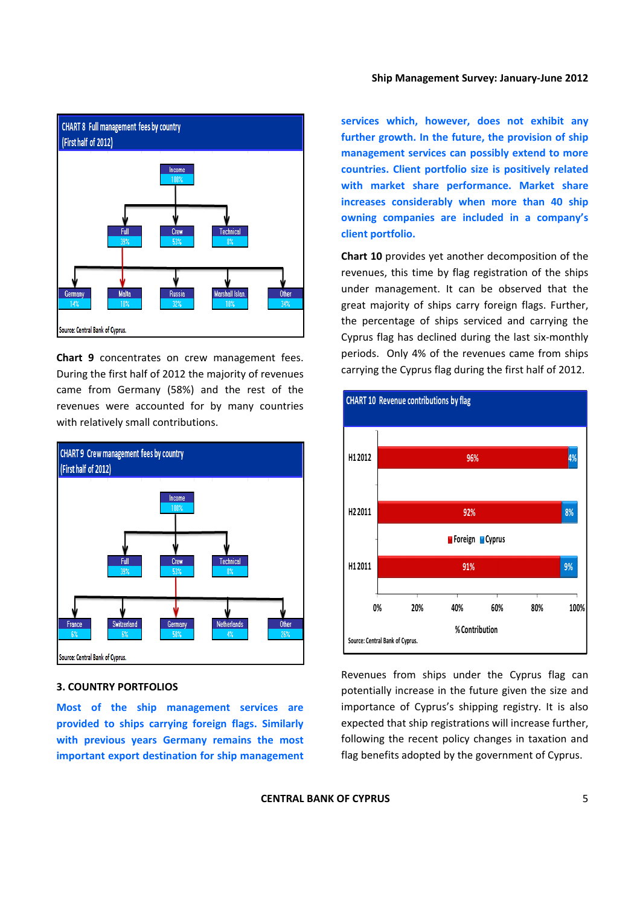CHART 8 Full management fees by country (First half of 2012)

Income 100%

Full 39%

Crew 53%

Technical 8%

Germany 14%

Malta 10%

Russia 32%

Marshall Islan. 10%

Other 34%

Source: Central Bank of Cyprus.

**Chart 9** concentrates on crew management fees. During the first half of 2012 the majority of revenues came from Germany (58%) and the rest of the revenues were accounted for by many countries with relatively small contributions.

CHART 9 Crew management fees by country (First half of 2012)

Income 100%

Full 39%

Crew 53%

Technical 8%

France 6%

Switzerland 6%

Germany 58%

Netherlands 4%

Other 26%

Source: Central Bank of Cyprus.

## 3. COUNTRY PORTFOLIOS

**Most of the ship management services are provided to ships carrying foreign flags. Similarly with previous years Germany remains the most important export destination for ship management services which, however, does not exhibit any further growth. In the future, the provision of ship management services can possibly extend to more countries. Client portfolio size is positively related with market share performance. Market share increases considerably when more than 40 ship owning companies are included in a company's client portfolio.**

**Chart 10** provides yet another decomposition of the revenues, this time by flag registration of the ships under management. It can be observed that the great majority of ships carry foreign flags. Further, the percentage of ships serviced and carrying the Cyprus flag has declined during the last six-monthly periods. Only 4% of the revenues came from ships carrying the Cyprus flag during the first half of 2012.

CHART 10 Revenue contributions by flag

H1 2012: 96% 4%

H2 2011: 92% 8%

H1 2011: 91% 9%

Foreign Cyprus

0% 20% 40% 60% 80% 100%

% Contribution

Source: Central Bank of Cyprus.

Revenues from ships under the Cyprus flag can potentially increase in the future given the size and importance of Cyprus's shipping registry. It is also expected that ship registrations will increase further, following the recent policy changes in taxation and flag benefits adopted by the government of Cyprus.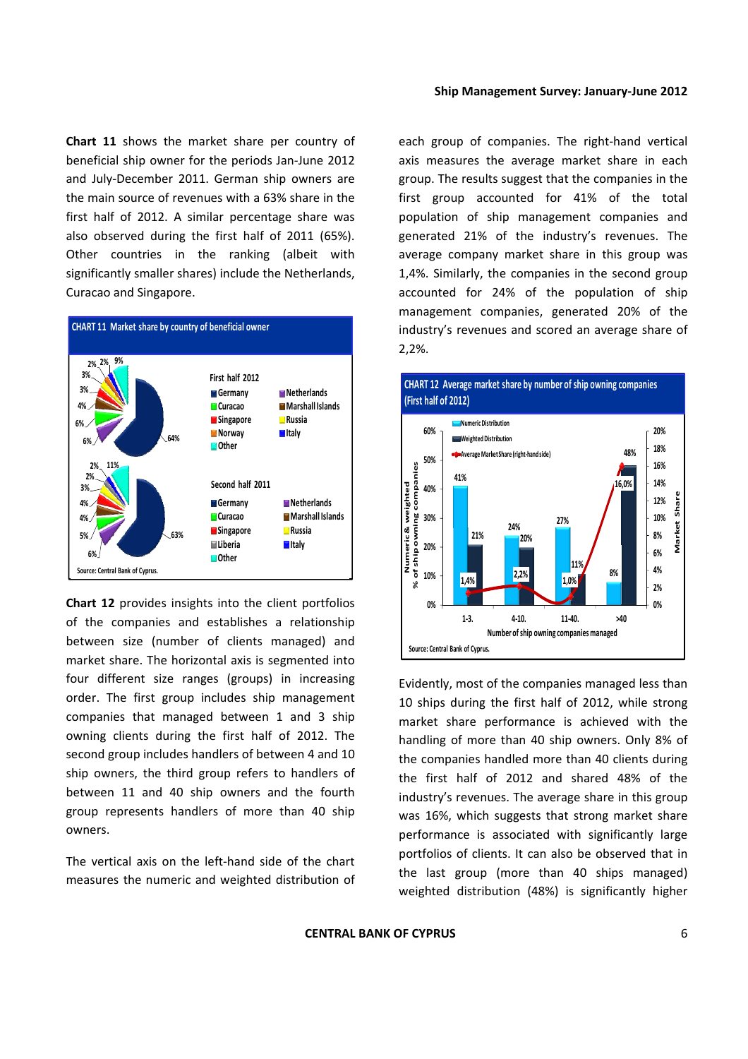**Chart 11** shows the market share per country of beneficial ship owner for the periods Jan-June 2012 and July-December 2011. German ship owners are the main source of revenues with a 63% share in the first half of 2012. A similar percentage share was also observed during the first half of 2011 (65%). Other countries in the ranking (albeit with significantly smaller shares) include the Netherlands, Curacao and Singapore.

CHART 11 Market share by country of beneficial owner

Source: Central Bank of Cyprus.

**Chart 12** provides insights into the client portfolios of the companies and establishes a relationship between size (number of clients managed) and market share. The horizontal axis is segmented into four different size ranges (groups) in increasing order. The first group includes ship management companies that managed between 1 and 3 ship owning clients during the first half of 2012. The second group includes handlers of between 4 and 10 ship owners, the third group refers to handlers of between 11 and 40 ship owners and the fourth group represents handlers of more than 40 ship owners.

The vertical axis on the left-hand side of the chart measures the numeric and weighted distribution of each group of companies. The right-hand vertical axis measures the average market share in each group. The results suggest that the companies in the first group accounted for 41% of the total population of ship management companies and generated 21% of the industry's revenues. The average company market share in this group was 1,4%. Similarly, the companies in the second group accounted for 24% of the population of ship management companies, generated 20% of the industry's revenues and scored an average share of 2,2%.

CHART 12 Average market share by number of ship owning companies (First half of 2012)

Source: Central Bank of Cyprus.

Evidently, most of the companies managed less than 10 ships during the first half of 2012, while strong market share performance is achieved with the handling of more than 40 ship owners. Only 8% of the companies handled more than 40 clients during the first half of 2012 and shared 48% of the industry's revenues. The average share in this group was 16%, which suggests that strong market share performance is associated with significantly large portfolios of clients. It can also be observed that in the last group (more than 40 ships managed) weighted distribution (48%) is significantly higher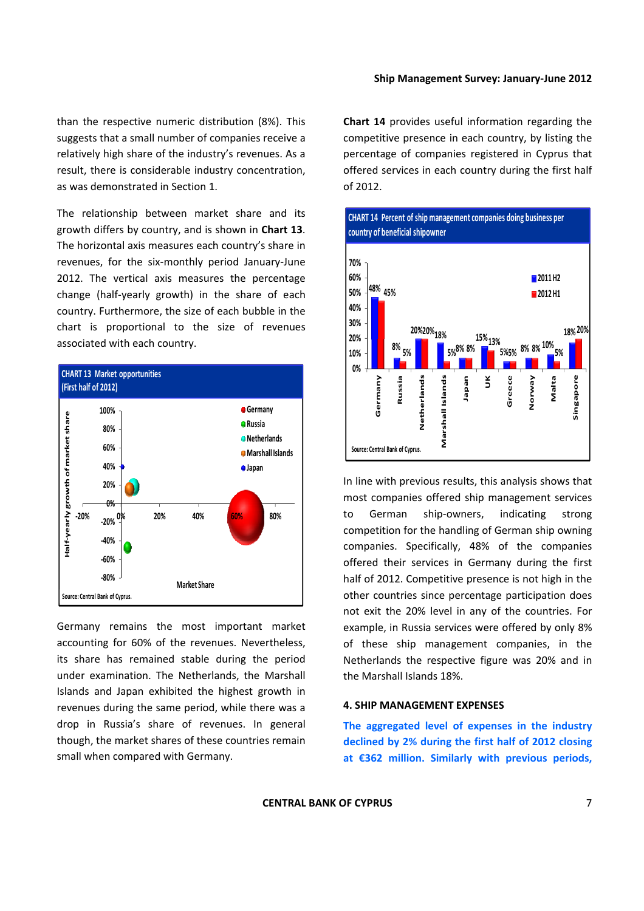than the respective numeric distribution (8%). This suggests that a small number of companies receive a relatively high share of the industry's revenues. As a result, there is considerable industry concentration, as was demonstrated in Section 1.

The relationship between market share and its growth differs by country, and is shown in **Chart 13**. The horizontal axis measures each country's share in revenues, for the six-monthly period January-June 2012. The vertical axis measures the percentage change (half-yearly growth) in the share of each country. Furthermore, the size of each bubble in the chart is proportional to the size of revenues associated with each country.

CHART 13 Market opportunities
(First half of 2012)

Half-yearly growth of market share

100%
80%
60%
40%
20%
0%
-20%
-40%
-60%
-80%

-20%
0%
20%
40%
60%
80%

Market Share

Germany
Russia
Netherlands
Marshall Islands
Japan

Source: Central Bank of Cyprus.

Germany remains the most important market accounting for 60% of the revenues. Nevertheless, its share has remained stable during the period under examination. The Netherlands, the Marshall Islands and Japan exhibited the highest growth in revenues during the same period, while there was a drop in Russia's share of revenues. In general though, the market shares of these countries remain small when compared with Germany.

**Chart 14** provides useful information regarding the competitive presence in each country, by listing the percentage of companies registered in Cyprus that offered services in each country during the first half of 2012.

CHART 14 Percent of ship management companies doing business per country of beneficial shipowner

70%
60%
50%
40%
30%
20%
10%
0%

2011 H2
2012 H1

48% 45%
8% 5%
20% 20%
18% 5%
8% 8%
15% 13%
5% 5%
8% 8%
10% 5%
18% 20%

Germany
Russia
Netherlands
Marshall Islands
Japan
UK
Greece
Norway
Malta
Singapore

Source: Central Bank of Cyprus.

In line with previous results, this analysis shows that most companies offered ship management services to German ship-owners, indicating strong competition for the handling of German ship owning companies. Specifically, 48% of the companies offered their services in Germany during the first half of 2012. Competitive presence is not high in the other countries since percentage participation does not exit the 20% level in any of the countries. For example, in Russia services were offered by only 8% of these ship management companies, in the Netherlands the respective figure was 20% and in the Marshall Islands 18%.

## 4. SHIP MANAGEMENT EXPENSES

**The aggregated level of expenses in the industry declined by 2% during the first half of 2012 closing at €362 million. Similarly with previous periods,**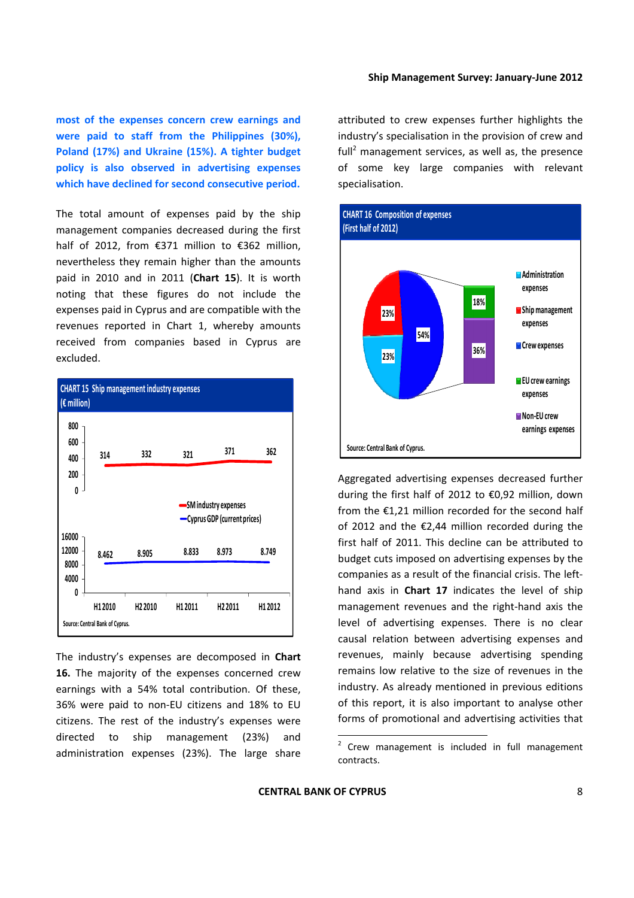**most of the expenses concern crew earnings and were paid to staff from the Philippines (30%), Poland (17%) and Ukraine (15%). A tighter budget policy is also observed in advertising expenses which have declined for second consecutive period.**

The total amount of expenses paid by the ship management companies decreased during the first half of 2012, from €371 million to €362 million, nevertheless they remain higher than the amounts paid in 2010 and in 2011 (**Chart 15**). It is worth noting that these figures do not include the expenses paid in Cyprus and are compatible with the revenues reported in Chart 1, whereby amounts received from companies based in Cyprus are excluded.

CHART 15 Ship management industry expenses (€ million)

800
600
400
200
0

314
332
321
371
362

SM industry expenses
Cyprus GDP (current prices)

16000
12000
8000
4000
0

8.462
8.905
8.833
8.973
8.749

H1 2010
H2 2010
H1 2011
H2 2011
H1 2012

Source: Central Bank of Cyprus.

The industry's expenses are decomposed in **Chart 16.** The majority of the expenses concerned crew earnings with a 54% total contribution. Of these, 36% were paid to non-EU citizens and 18% to EU citizens. The rest of the industry's expenses were directed to ship management (23%) and administration expenses (23%). The large share attributed to crew expenses further highlights the industry's specialisation in the provision of crew and full[2] management services, as well as, the presence of some key large companies with relevant specialisation.

CHART 16 Composition of expenses (First half of 2012)

23%
54%
23%
18%
36%

Administration expenses
Ship management expenses
Crew expenses
EU crew earnings expenses
Non-EU crew earnings expenses

Source: Central Bank of Cyprus.

Aggregated advertising expenses decreased further during the first half of 2012 to €0,92 million, down from the €1,21 million recorded for the second half of 2012 and the €2,44 million recorded during the first half of 2011. This decline can be attributed to budget cuts imposed on advertising expenses by the companies as a result of the financial crisis. The left-hand axis in **Chart 17** indicates the level of ship management revenues and the right-hand axis the level of advertising expenses. There is no clear causal relation between advertising expenses and revenues, mainly because advertising spending remains low relative to the size of revenues in the industry. As already mentioned in previous editions of this report, it is also important to analyse other forms of promotional and advertising activities that

[2] Crew management is included in full management contracts.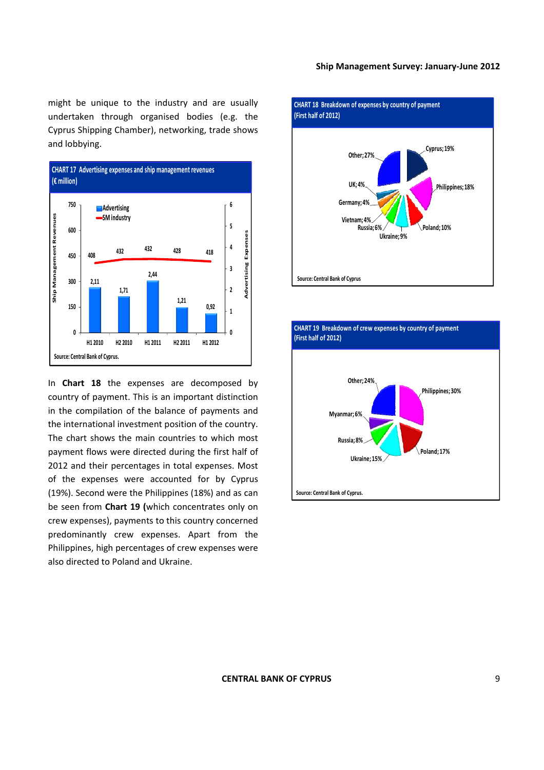might be unique to the industry and are usually undertaken through organised bodies (e.g. the Cyprus Shipping Chamber), networking, trade shows and lobbying.

CHART 17 Advertising expenses and ship management revenues (€ million)

Ship Management Revenues

750
600
450
300
150
0

Advertising
SM industry

408
432
432
428
418

2,11
1,71
2,44
1,21
0,92

H1 2010
H2 2010
H1 2011
H2 2011
H1 2012

Advertising Expenses

6
5
4
3
2
1
0

Source: Central Bank of Cyprus.

In **Chart 18** the expenses are decomposed by country of payment. This is an important distinction in the compilation of the balance of payments and the international investment position of the country. The chart shows the main countries to which most payment flows were directed during the first half of 2012 and their percentages in total expenses. Most of the expenses were accounted for by Cyprus (19%). Second were the Philippines (18%) and as can be seen from **Chart 19 (**which concentrates only on crew expenses), payments to this country concerned predominantly crew expenses. Apart from the Philippines, high percentages of crew expenses were also directed to Poland and Ukraine.

CHART 18 Breakdown of expenses by country of payment (First half of 2012)

Other; 27%
Cyprus; 19%
Philippines; 18%
UK; 4%
Germany; 4%
Vietnam; 4%
Russia; 6%
Ukraine; 9%
Poland; 10%

Source: Central Bank of Cyprus

CHART 19 Breakdown of crew expenses by country of payment (First half of 2012)

Other; 24%
Philippines; 30%
Myanmar; 6%
Russia; 8%
Ukraine; 15%
Poland; 17%

Source: Central Bank of Cyprus.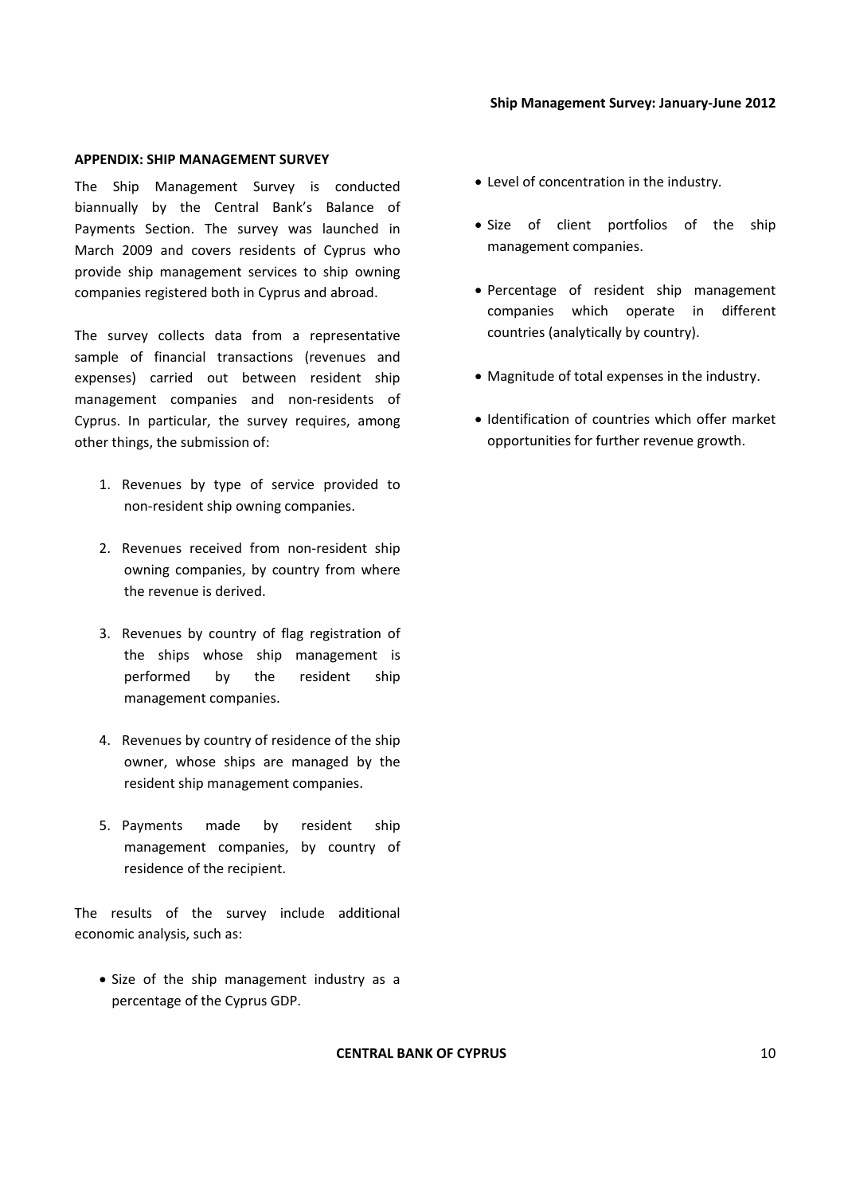## APPENDIX: SHIP MANAGEMENT SURVEY

The Ship Management Survey is conducted biannually by the Central Bank's Balance of Payments Section. The survey was launched in March 2009 and covers residents of Cyprus who provide ship management services to ship owning companies registered both in Cyprus and abroad.

The survey collects data from a representative sample of financial transactions (revenues and expenses) carried out between resident ship management companies and non-residents of Cyprus. In particular, the survey requires, among other things, the submission of:

1. Revenues by type of service provided to non-resident ship owning companies.
2. Revenues received from non-resident ship owning companies, by country from where the revenue is derived.
3. Revenues by country of flag registration of the ships whose ship management is performed by the resident ship management companies.
4. Revenues by country of residence of the ship owner, whose ships are managed by the resident ship management companies.
5. Payments made by resident ship management companies, by country of residence of the recipient.

The results of the survey include additional economic analysis, such as:

- Size of the ship management industry as a percentage of the Cyprus GDP.
- Level of concentration in the industry.
- Size of client portfolios of the ship management companies.
- Percentage of resident ship management companies which operate in different countries (analytically by country).
- Magnitude of total expenses in the industry.
- Identification of countries which offer market opportunities for further revenue growth.